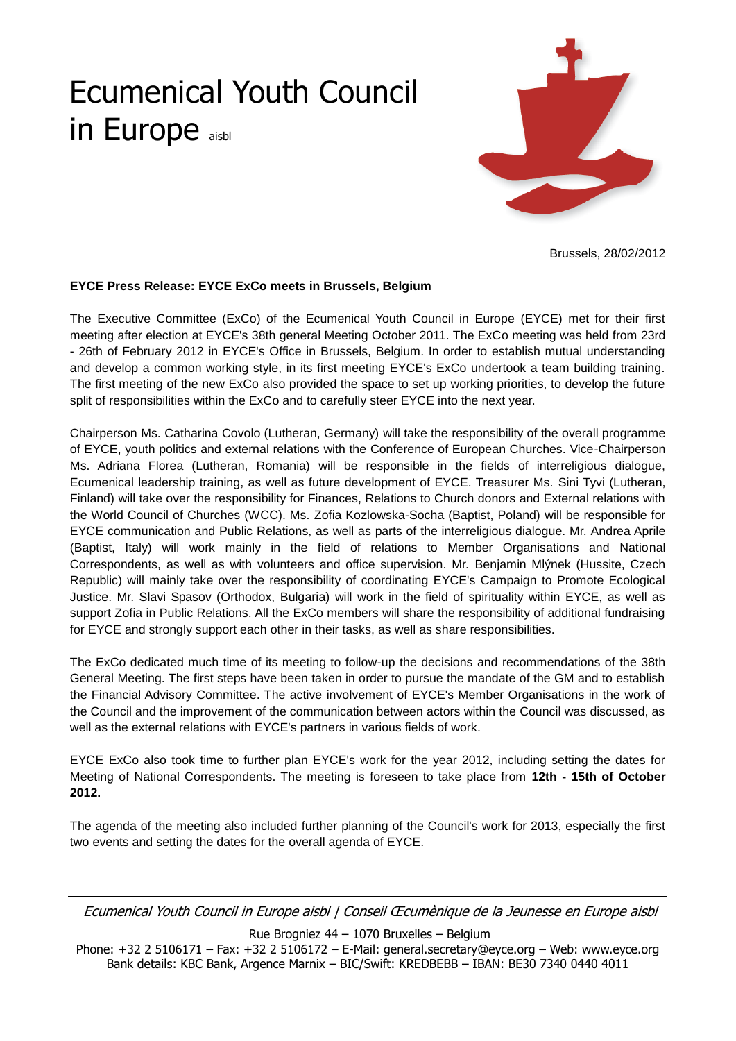# Ecumenical Youth Council in Europe aisbl

Brussels, 28/02/2012

**EYCE Press Release: EYCE ExCo meets in Brussels, Belgium**

The Executive Committee (ExCo) of the Ecumenical Youth Council in Europe (EYCE) met for their first meeting after election at EYCE's 38th general Meeting October 2011. The ExCo meeting was held from 23rd - 26th of February 2012 in EYCE's Office in Brussels, Belgium. In order to establish mutual understanding and develop a common working style, in its first meeting EYCE's ExCo undertook a team building training. The first meeting of the new ExCo also provided the space to set up working priorities, to develop the future split of responsibilities within the ExCo and to carefully steer EYCE into the next year.

Chairperson Ms. Catharina Covolo (Lutheran, Germany) will take the responsibility of the overall programme of EYCE, youth politics and external relations with the Conference of European Churches. Vice-Chairperson Ms. Adriana Florea (Lutheran, Romania) will be responsible in the fields of interreligious dialogue, Ecumenical leadership training, as well as future development of EYCE. Treasurer Ms. Sini Tyvi (Lutheran, Finland) will take over the responsibility for Finances, Relations to Church donors and External relations with the World Council of Churches (WCC). Ms. Zofia Kozlowska-Socha (Baptist, Poland) will be responsible for EYCE communication and Public Relations, as well as parts of the interreligious dialogue. Mr. Andrea Aprile (Baptist, Italy) will work mainly in the field of relations to Member Organisations and National Correspondents, as well as with volunteers and office supervision. Mr. Benjamin Mlýnek (Hussite, Czech Republic) will mainly take over the responsibility of coordinating EYCE's Campaign to Promote Ecological Justice. Mr. Slavi Spasov (Orthodox, Bulgaria) will work in the field of spirituality within EYCE, as well as support Zofia in Public Relations. All the ExCo members will share the responsibility of additional fundraising for EYCE and strongly support each other in their tasks, as well as share responsibilities.

The ExCo dedicated much time of its meeting to follow-up the decisions and recommendations of the 38th General Meeting. The first steps have been taken in order to pursue the mandate of the GM and to establish the Financial Advisory Committee. The active involvement of EYCE's Member Organisations in the work of the Council and the improvement of the communication between actors within the Council was discussed, as well as the external relations with EYCE's partners in various fields of work.

EYCE ExCo also took time to further plan EYCE's work for the year 2012, including setting the dates for Meeting of National Correspondents. The meeting is foreseen to take place from **12th - 15th of October 2012.**

The agenda of the meeting also included further planning of the Council's work for 2013, especially the first two events and setting the dates for the overall agenda of EYCE.

---

*Ecumenical Youth Council in Europe aisbl | Conseil Œcumènique de la Jeunesse en Europe aisbl*

Rue Brogniez 44 – 1070 Bruxelles – Belgium

Phone: +32 2 5106171 – Fax: +32 2 5106172 – E-Mail: general.secretary@eyce.org – Web: www.eyce.org

Bank details: KBC Bank, Argence Marnix – BIC/Swift: KREDBEBB – IBAN: BE30 7340 0440 4011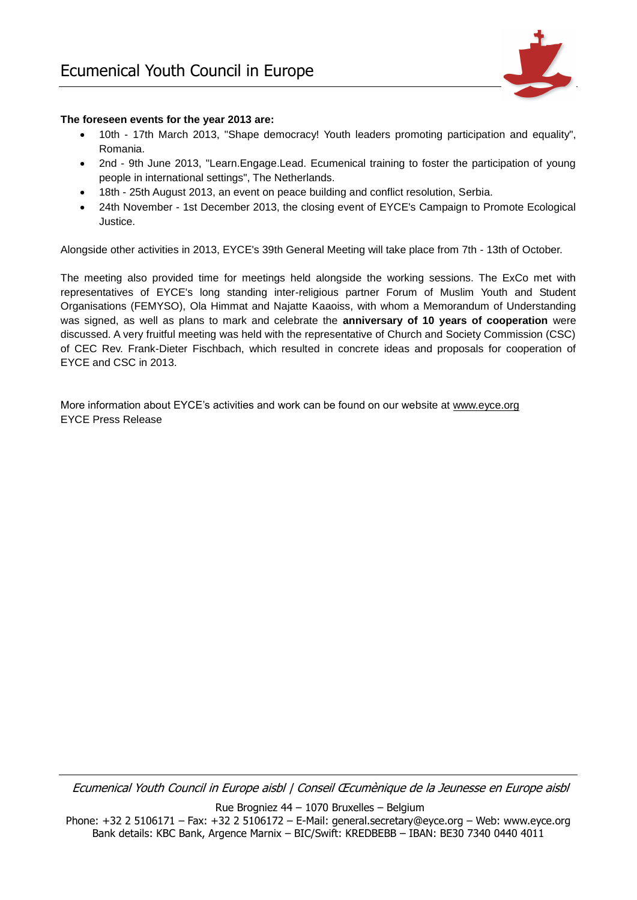**The foreseen events for the year 2013 are:**

- 10th - 17th March 2013, "Shape democracy! Youth leaders promoting participation and equality", Romania.
- 2nd - 9th June 2013, "Learn.Engage.Lead. Ecumenical training to foster the participation of young people in international settings", The Netherlands.
- 18th - 25th August 2013, an event on peace building and conflict resolution, Serbia.
- 24th November - 1st December 2013, the closing event of EYCE's Campaign to Promote Ecological Justice.

Alongside other activities in 2013, EYCE's 39th General Meeting will take place from 7th - 13th of October.

The meeting also provided time for meetings held alongside the working sessions. The ExCo met with representatives of EYCE's long standing inter-religious partner Forum of Muslim Youth and Student Organisations (FEMYSO), Ola Himmat and Najatte Kaaoiss, with whom a Memorandum of Understanding was signed, as well as plans to mark and celebrate the **anniversary of 10 years of cooperation** were discussed. A very fruitful meeting was held with the representative of Church and Society Commission (CSC) of CEC Rev. Frank-Dieter Fischbach, which resulted in concrete ideas and proposals for cooperation of EYCE and CSC in 2013.

More information about EYCE's activities and work can be found on our website at www.eyce.org
EYCE Press Release